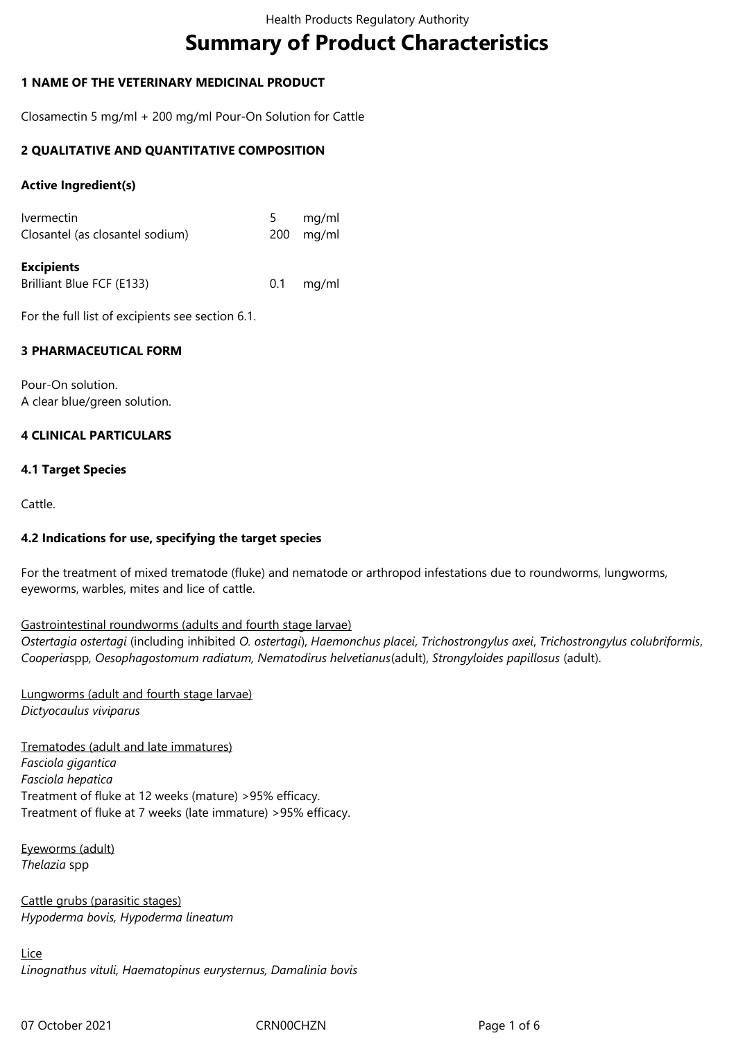# Summary of Product Characteristics

## 1 NAME OF THE VETERINARY MEDICINAL PRODUCT

Closamectin 5 mg/ml + 200 mg/ml Pour-On Solution for Cattle

## 2 QUALITATIVE AND QUANTITATIVE COMPOSITION

**Active Ingredient(s)**

| | | |
|---|---|---|
| Ivermectin | 5 | mg/ml |
| Closantel (as closantel sodium) | 200 | mg/ml |

**Excipients**

| | | |
|---|---|---|
| Brilliant Blue FCF (E133) | 0.1 | mg/ml |

For the full list of excipients see section 6.1.

## 3 PHARMACEUTICAL FORM

Pour-On solution.
A clear blue/green solution.

## 4 CLINICAL PARTICULARS

### 4.1 Target Species

Cattle.

### 4.2 Indications for use, specifying the target species

For the treatment of mixed trematode (fluke) and nematode or arthropod infestations due to roundworms, lungworms, eyeworms, warbles, mites and lice of cattle.

Gastrointestinal roundworms (adults and fourth stage larvae)
*Ostertagia ostertagi* (including inhibited *O. ostertagi*), *Haemonchus placei*, *Trichostrongylus axei*, *Trichostrongylus colubriformis*, *Cooperia*spp, *Oesophagostomum radiatum, Nematodirus helvetianus*(adult), *Strongyloides papillosus* (adult).

Lungworms (adult and fourth stage larvae)
*Dictyocaulus viviparus*

Trematodes (adult and late immatures)
*Fasciola gigantica*
*Fasciola hepatica*
Treatment of fluke at 12 weeks (mature) >95% efficacy.
Treatment of fluke at 7 weeks (late immature) >95% efficacy.

Eyeworms (adult)
*Thelazia* spp

Cattle grubs (parasitic stages)
*Hypoderma bovis, Hypoderma lineatum*

Lice
*Linognathus vituli, Haematopinus eurysternus, Damalinia bovis*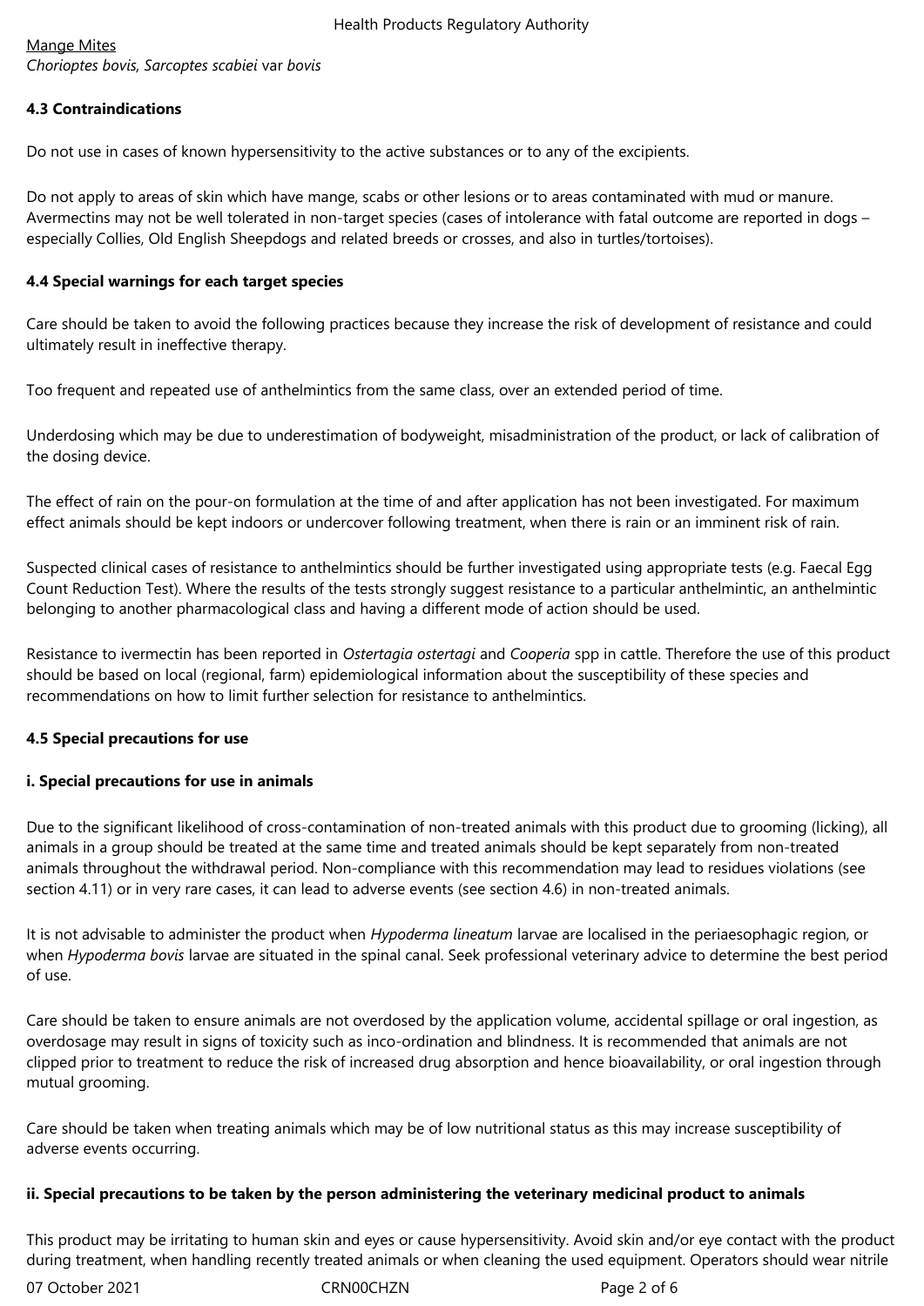Mange Mites

*Chorioptes bovis, Sarcoptes scabiei* var *bovis*

**4.3 Contraindications**

Do not use in cases of known hypersensitivity to the active substances or to any of the excipients.

Do not apply to areas of skin which have mange, scabs or other lesions or to areas contaminated with mud or manure. Avermectins may not be well tolerated in non-target species (cases of intolerance with fatal outcome are reported in dogs – especially Collies, Old English Sheepdogs and related breeds or crosses, and also in turtles/tortoises).

**4.4 Special warnings for each target species**

Care should be taken to avoid the following practices because they increase the risk of development of resistance and could ultimately result in ineffective therapy.

Too frequent and repeated use of anthelmintics from the same class, over an extended period of time.

Underdosing which may be due to underestimation of bodyweight, misadministration of the product, or lack of calibration of the dosing device.

The effect of rain on the pour-on formulation at the time of and after application has not been investigated. For maximum effect animals should be kept indoors or undercover following treatment, when there is rain or an imminent risk of rain.

Suspected clinical cases of resistance to anthelmintics should be further investigated using appropriate tests (e.g. Faecal Egg Count Reduction Test). Where the results of the tests strongly suggest resistance to a particular anthelmintic, an anthelmintic belonging to another pharmacological class and having a different mode of action should be used.

Resistance to ivermectin has been reported in *Ostertagia ostertagi* and *Cooperia* spp in cattle. Therefore the use of this product should be based on local (regional, farm) epidemiological information about the susceptibility of these species and recommendations on how to limit further selection for resistance to anthelmintics.

**4.5 Special precautions for use**

**i. Special precautions for use in animals**

Due to the significant likelihood of cross-contamination of non-treated animals with this product due to grooming (licking), all animals in a group should be treated at the same time and treated animals should be kept separately from non-treated animals throughout the withdrawal period. Non-compliance with this recommendation may lead to residues violations (see section 4.11) or in very rare cases, it can lead to adverse events (see section 4.6) in non-treated animals.

It is not advisable to administer the product when *Hypoderma lineatum* larvae are localised in the periaesophagic region, or when *Hypoderma bovis* larvae are situated in the spinal canal. Seek professional veterinary advice to determine the best period of use.

Care should be taken to ensure animals are not overdosed by the application volume, accidental spillage or oral ingestion, as overdosage may result in signs of toxicity such as inco-ordination and blindness. It is recommended that animals are not clipped prior to treatment to reduce the risk of increased drug absorption and hence bioavailability, or oral ingestion through mutual grooming.

Care should be taken when treating animals which may be of low nutritional status as this may increase susceptibility of adverse events occurring.

**ii. Special precautions to be taken by the person administering the veterinary medicinal product to animals**

This product may be irritating to human skin and eyes or cause hypersensitivity. Avoid skin and/or eye contact with the product during treatment, when handling recently treated animals or when cleaning the used equipment. Operators should wear nitrile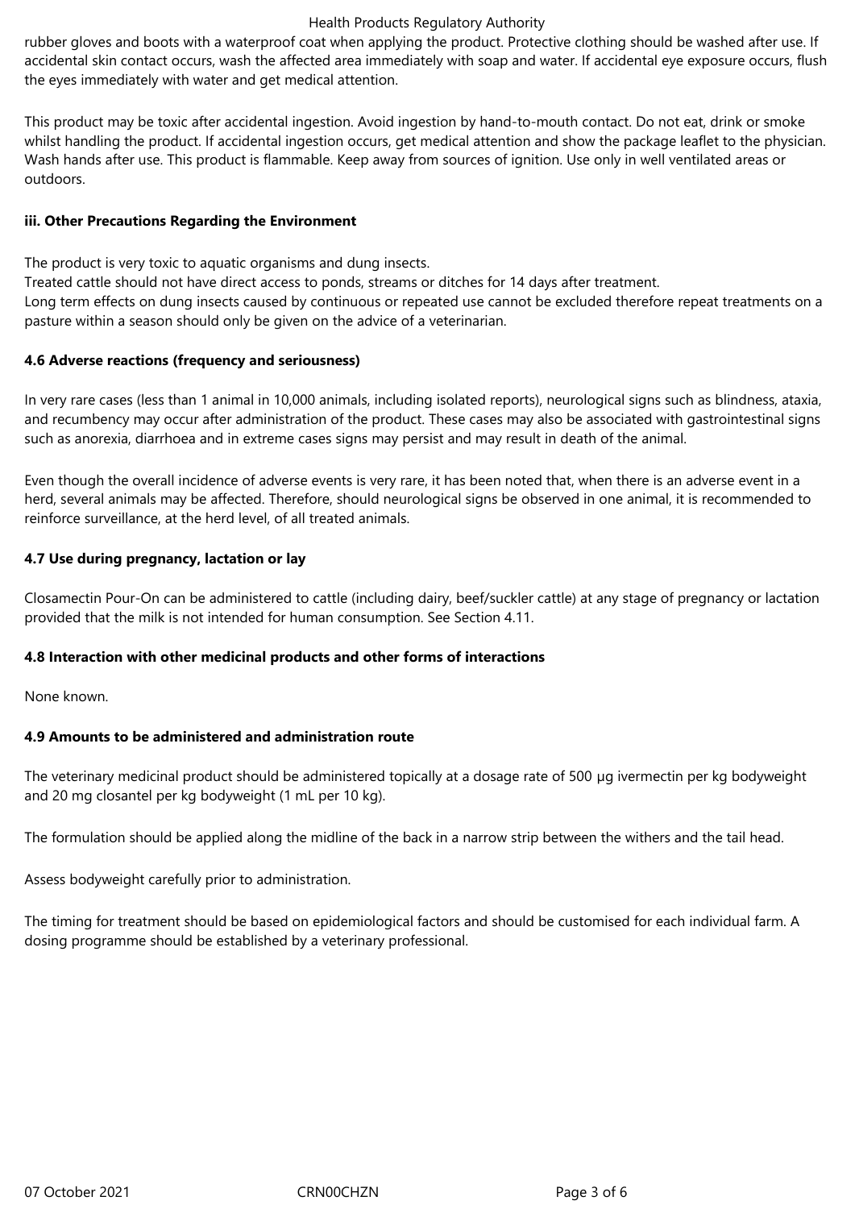rubber gloves and boots with a waterproof coat when applying the product. Protective clothing should be washed after use. If accidental skin contact occurs, wash the affected area immediately with soap and water. If accidental eye exposure occurs, flush the eyes immediately with water and get medical attention.

This product may be toxic after accidental ingestion. Avoid ingestion by hand-to-mouth contact. Do not eat, drink or smoke whilst handling the product. If accidental ingestion occurs, get medical attention and show the package leaflet to the physician. Wash hands after use. This product is flammable. Keep away from sources of ignition. Use only in well ventilated areas or outdoors.

**iii. Other Precautions Regarding the Environment**

The product is very toxic to aquatic organisms and dung insects.
Treated cattle should not have direct access to ponds, streams or ditches for 14 days after treatment.
Long term effects on dung insects caused by continuous or repeated use cannot be excluded therefore repeat treatments on a pasture within a season should only be given on the advice of a veterinarian.

**4.6 Adverse reactions (frequency and seriousness)**

In very rare cases (less than 1 animal in 10,000 animals, including isolated reports), neurological signs such as blindness, ataxia, and recumbency may occur after administration of the product. These cases may also be associated with gastrointestinal signs such as anorexia, diarrhoea and in extreme cases signs may persist and may result in death of the animal.

Even though the overall incidence of adverse events is very rare, it has been noted that, when there is an adverse event in a herd, several animals may be affected. Therefore, should neurological signs be observed in one animal, it is recommended to reinforce surveillance, at the herd level, of all treated animals.

**4.7 Use during pregnancy, lactation or lay**

Closamectin Pour-On can be administered to cattle (including dairy, beef/suckler cattle) at any stage of pregnancy or lactation provided that the milk is not intended for human consumption. See Section 4.11.

**4.8 Interaction with other medicinal products and other forms of interactions**

None known.

**4.9 Amounts to be administered and administration route**

The veterinary medicinal product should be administered topically at a dosage rate of 500 µg ivermectin per kg bodyweight and 20 mg closantel per kg bodyweight (1 mL per 10 kg).

The formulation should be applied along the midline of the back in a narrow strip between the withers and the tail head.

Assess bodyweight carefully prior to administration.

The timing for treatment should be based on epidemiological factors and should be customised for each individual farm. A dosing programme should be established by a veterinary professional.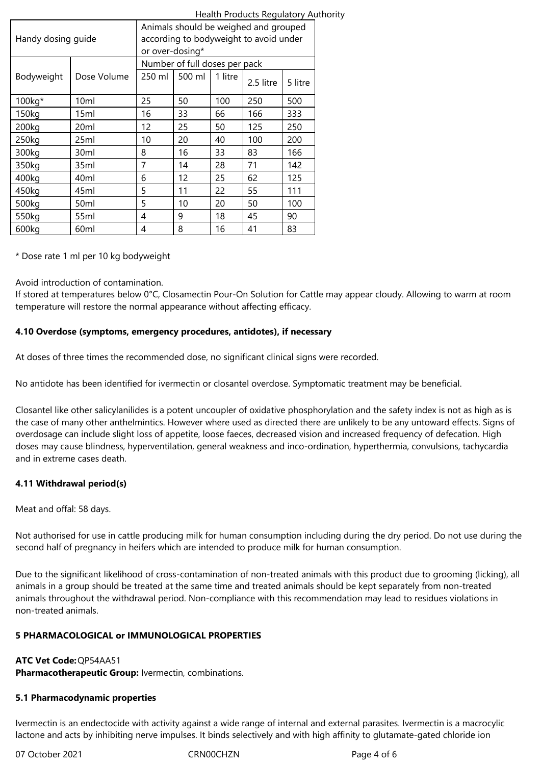| Handy dosing guide | | Animals should be weighed and grouped according to bodyweight to avoid under or over-dosing* | | | | |
|---|---|---|---|---|---|---|
| Bodyweight | Dose Volume | Number of full doses per pack | | | | |
| | | 250 ml | 500 ml | 1 litre | 2.5 litre | 5 litre |
| 100kg* | 10ml | 25 | 50 | 100 | 250 | 500 |
| 150kg | 15ml | 16 | 33 | 66 | 166 | 333 |
| 200kg | 20ml | 12 | 25 | 50 | 125 | 250 |
| 250kg | 25ml | 10 | 20 | 40 | 100 | 200 |
| 300kg | 30ml | 8 | 16 | 33 | 83 | 166 |
| 350kg | 35ml | 7 | 14 | 28 | 71 | 142 |
| 400kg | 40ml | 6 | 12 | 25 | 62 | 125 |
| 450kg | 45ml | 5 | 11 | 22 | 55 | 111 |
| 500kg | 50ml | 5 | 10 | 20 | 50 | 100 |
| 550kg | 55ml | 4 | 9 | 18 | 45 | 90 |
| 600kg | 60ml | 4 | 8 | 16 | 41 | 83 |

* Dose rate 1 ml per 10 kg bodyweight

Avoid introduction of contamination.
If stored at temperatures below 0°C, Closamectin Pour-On Solution for Cattle may appear cloudy. Allowing to warm at room temperature will restore the normal appearance without affecting efficacy.

**4.10 Overdose (symptoms, emergency procedures, antidotes), if necessary**

At doses of three times the recommended dose, no significant clinical signs were recorded.

No antidote has been identified for ivermectin or closantel overdose. Symptomatic treatment may be beneficial.

Closantel like other salicylanilides is a potent uncoupler of oxidative phosphorylation and the safety index is not as high as is the case of many other anthelmintics. However where used as directed there are unlikely to be any untoward effects. Signs of overdosage can include slight loss of appetite, loose faeces, decreased vision and increased frequency of defecation. High doses may cause blindness, hyperventilation, general weakness and inco-ordination, hyperthermia, convulsions, tachycardia and in extreme cases death.

**4.11 Withdrawal period(s)**

Meat and offal: 58 days.

Not authorised for use in cattle producing milk for human consumption including during the dry period. Do not use during the second half of pregnancy in heifers which are intended to produce milk for human consumption.

Due to the significant likelihood of cross-contamination of non-treated animals with this product due to grooming (licking), all animals in a group should be treated at the same time and treated animals should be kept separately from non-treated animals throughout the withdrawal period. Non-compliance with this recommendation may lead to residues violations in non-treated animals.

**5 PHARMACOLOGICAL or IMMUNOLOGICAL PROPERTIES**

**ATC Vet Code:** QP54AA51
**Pharmacotherapeutic Group:** Ivermectin, combinations.

**5.1 Pharmacodynamic properties**

Ivermectin is an endectocide with activity against a wide range of internal and external parasites. Ivermectin is a macrocylic lactone and acts by inhibiting nerve impulses. It binds selectively and with high affinity to glutamate-gated chloride ion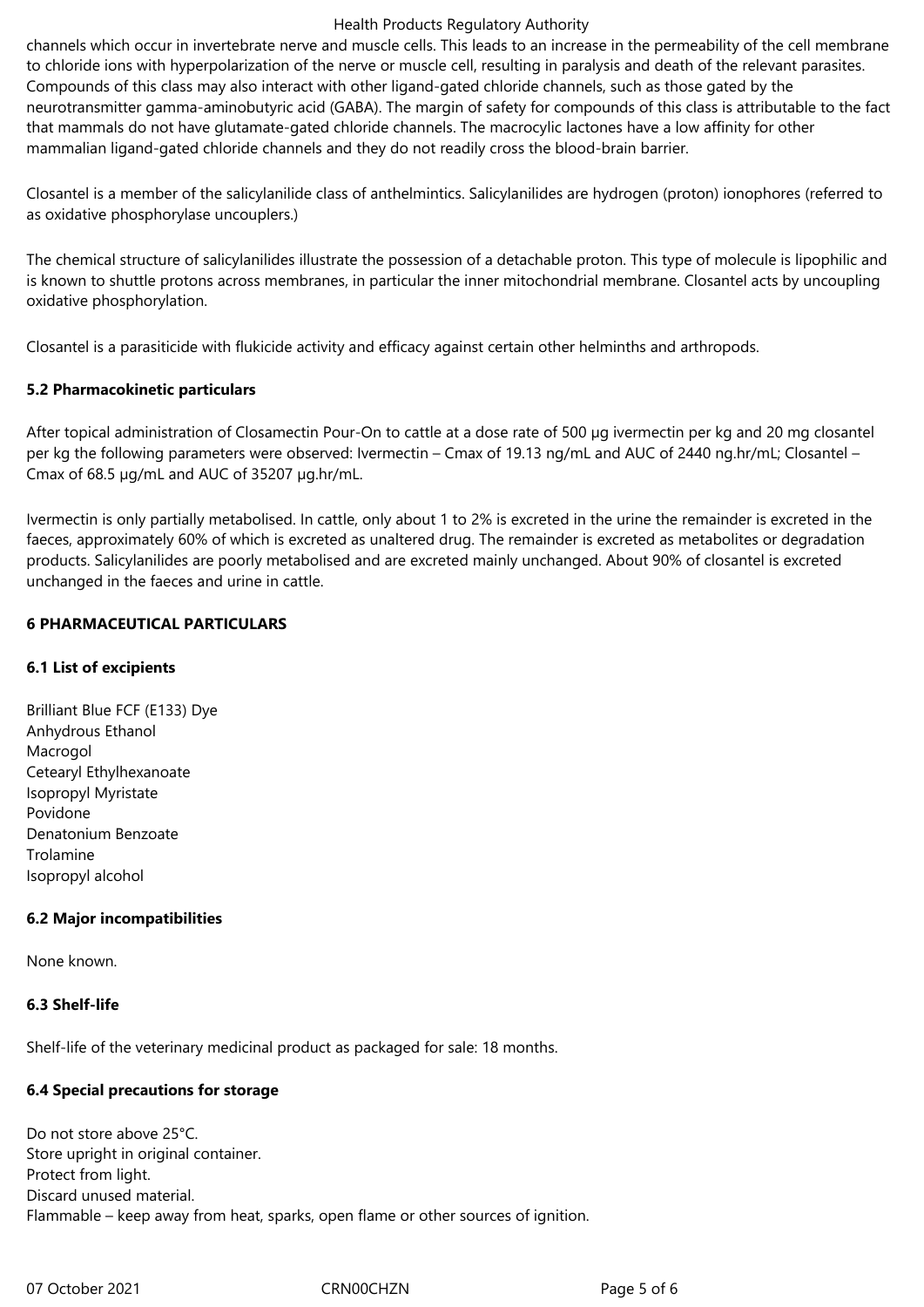channels which occur in invertebrate nerve and muscle cells. This leads to an increase in the permeability of the cell membrane to chloride ions with hyperpolarization of the nerve or muscle cell, resulting in paralysis and death of the relevant parasites. Compounds of this class may also interact with other ligand-gated chloride channels, such as those gated by the neurotransmitter gamma-aminobutyric acid (GABA). The margin of safety for compounds of this class is attributable to the fact that mammals do not have glutamate-gated chloride channels. The macrocylic lactones have a low affinity for other mammalian ligand-gated chloride channels and they do not readily cross the blood-brain barrier.

Closantel is a member of the salicylanilide class of anthelmintics. Salicylanilides are hydrogen (proton) ionophores (referred to as oxidative phosphorylase uncouplers.)

The chemical structure of salicylanilides illustrate the possession of a detachable proton. This type of molecule is lipophilic and is known to shuttle protons across membranes, in particular the inner mitochondrial membrane. Closantel acts by uncoupling oxidative phosphorylation.

Closantel is a parasiticide with flukicide activity and efficacy against certain other helminths and arthropods.

**5.2 Pharmacokinetic particulars**

After topical administration of Closamectin Pour-On to cattle at a dose rate of 500 µg ivermectin per kg and 20 mg closantel per kg the following parameters were observed: Ivermectin – Cmax of 19.13 ng/mL and AUC of 2440 ng.hr/mL; Closantel – Cmax of 68.5 µg/mL and AUC of 35207 µg.hr/mL.

Ivermectin is only partially metabolised. In cattle, only about 1 to 2% is excreted in the urine the remainder is excreted in the faeces, approximately 60% of which is excreted as unaltered drug. The remainder is excreted as metabolites or degradation products. Salicylanilides are poorly metabolised and are excreted mainly unchanged. About 90% of closantel is excreted unchanged in the faeces and urine in cattle.

**6 PHARMACEUTICAL PARTICULARS**

**6.1 List of excipients**

Brilliant Blue FCF (E133) Dye
Anhydrous Ethanol
Macrogol
Cetearyl Ethylhexanoate
Isopropyl Myristate
Povidone
Denatonium Benzoate
Trolamine
Isopropyl alcohol

**6.2 Major incompatibilities**

None known.

**6.3 Shelf-life**

Shelf-life of the veterinary medicinal product as packaged for sale: 18 months.

**6.4 Special precautions for storage**

Do not store above 25°C.
Store upright in original container.
Protect from light.
Discard unused material.
Flammable – keep away from heat, sparks, open flame or other sources of ignition.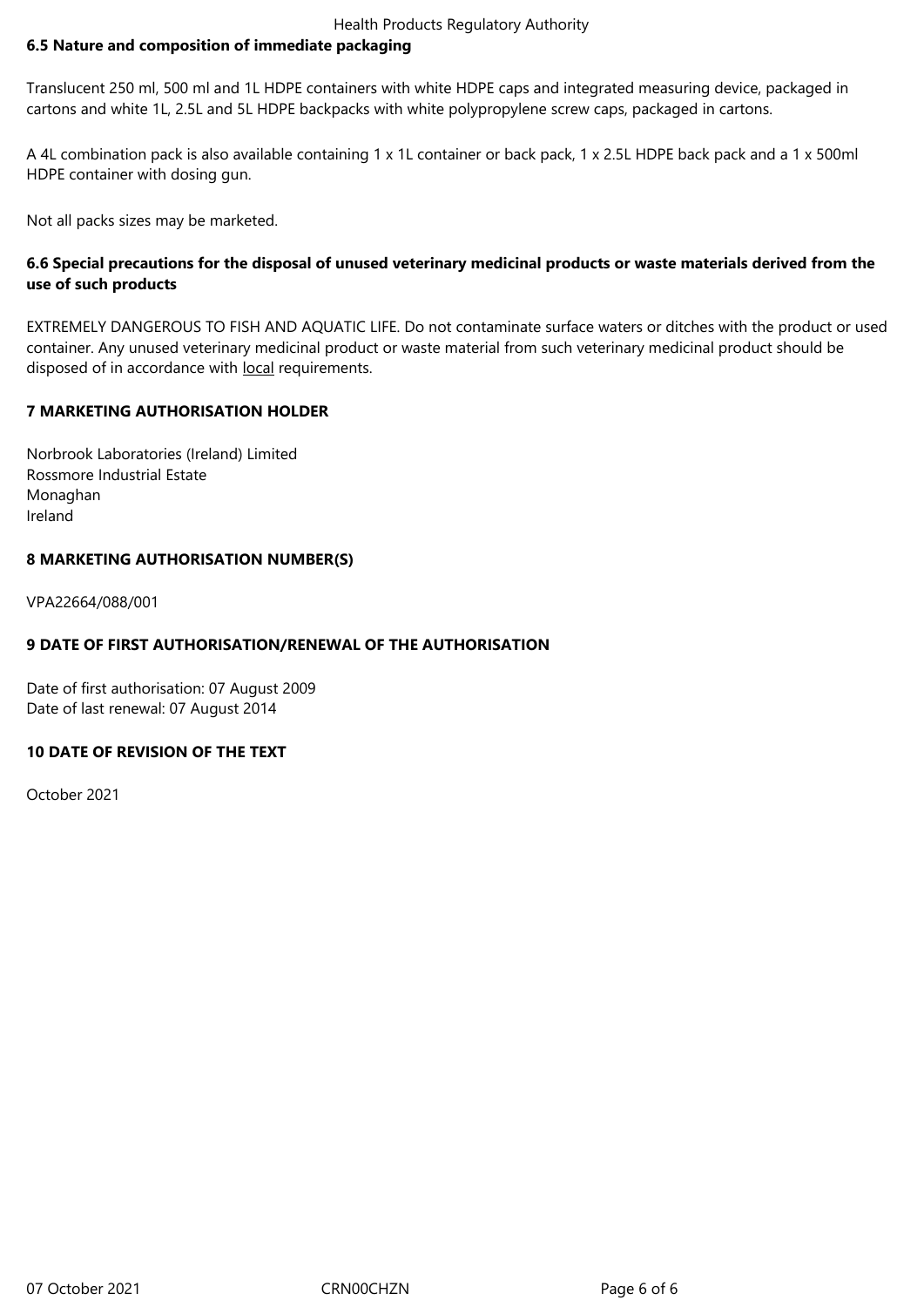**6.5 Nature and composition of immediate packaging**

Translucent 250 ml, 500 ml and 1L HDPE containers with white HDPE caps and integrated measuring device, packaged in cartons and white 1L, 2.5L and 5L HDPE backpacks with white polypropylene screw caps, packaged in cartons.

A 4L combination pack is also available containing 1 x 1L container or back pack, 1 x 2.5L HDPE back pack and a 1 x 500ml HDPE container with dosing gun.

Not all packs sizes may be marketed.

**6.6 Special precautions for the disposal of unused veterinary medicinal products or waste materials derived from the use of such products**

EXTREMELY DANGEROUS TO FISH AND AQUATIC LIFE. Do not contaminate surface waters or ditches with the product or used container. Any unused veterinary medicinal product or waste material from such veterinary medicinal product should be disposed of in accordance with local requirements.

**7 MARKETING AUTHORISATION HOLDER**

Norbrook Laboratories (Ireland) Limited
Rossmore Industrial Estate
Monaghan
Ireland

**8 MARKETING AUTHORISATION NUMBER(S)**

VPA22664/088/001

**9 DATE OF FIRST AUTHORISATION/RENEWAL OF THE AUTHORISATION**

Date of first authorisation: 07 August 2009
Date of last renewal: 07 August 2014

**10 DATE OF REVISION OF THE TEXT**

October 2021